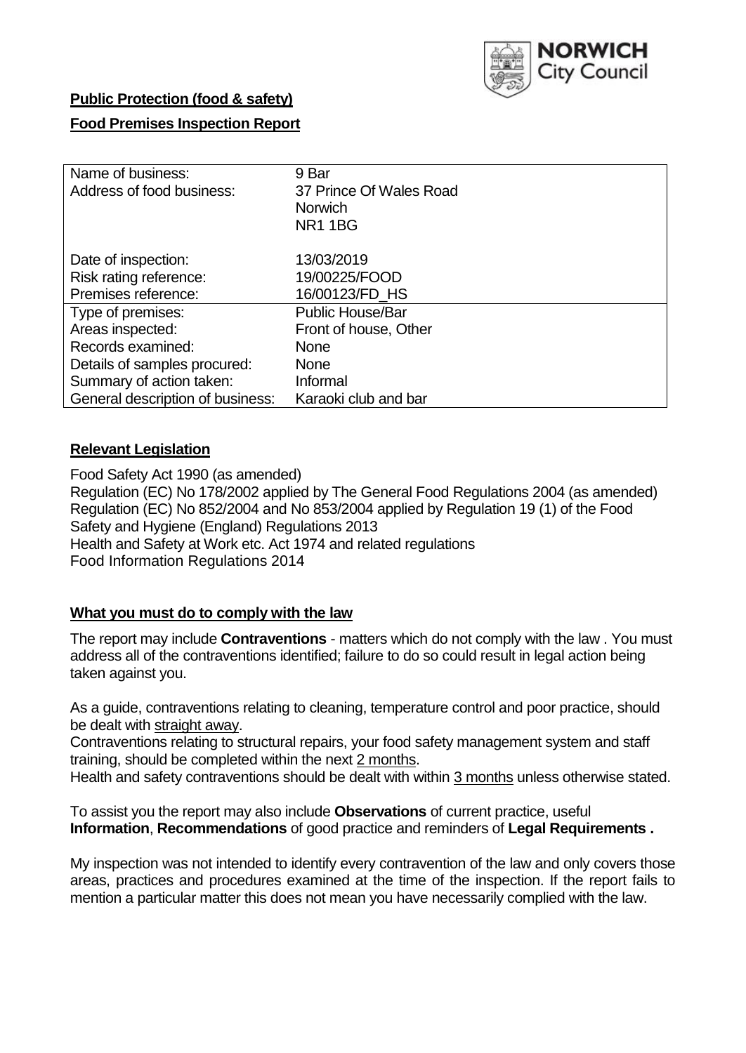**Public Protection (food & safety)**

**Food Premises Inspection Report**

| Name of business: | 9 Bar |
|---|---|
| Address of food business: | 37 Prince Of Wales Road<br>Norwich<br>NR1 1BG |
| Date of inspection: | 13/03/2019 |
| Risk rating reference: | 19/00225/FOOD |
| Premises reference: | 16/00123/FD_HS |
| Type of premises: | Public House/Bar |
| Areas inspected: | Front of house, Other |
| Records examined: | None |
| Details of samples procured: | None |
| Summary of action taken: | Informal |
| General description of business: | Karaoki club and bar |

## Relevant Legislation

Food Safety Act 1990 (as amended)
Regulation (EC) No 178/2002 applied by The General Food Regulations 2004 (as amended)
Regulation (EC) No 852/2004 and No 853/2004 applied by Regulation 19 (1) of the Food Safety and Hygiene (England) Regulations 2013
Health and Safety at Work etc. Act 1974 and related regulations
Food Information Regulations 2014

## What you must do to comply with the law

The report may include **Contraventions** - matters which do not comply with the law . You must address all of the contraventions identified; failure to do so could result in legal action being taken against you.

As a guide, contraventions relating to cleaning, temperature control and poor practice, should be dealt with straight away.

Contraventions relating to structural repairs, your food safety management system and staff training, should be completed within the next 2 months.

Health and safety contraventions should be dealt with within 3 months unless otherwise stated.

To assist you the report may also include **Observations** of current practice, useful **Information**, **Recommendations** of good practice and reminders of **Legal Requirements .**

My inspection was not intended to identify every contravention of the law and only covers those areas, practices and procedures examined at the time of the inspection. If the report fails to mention a particular matter this does not mean you have necessarily complied with the law.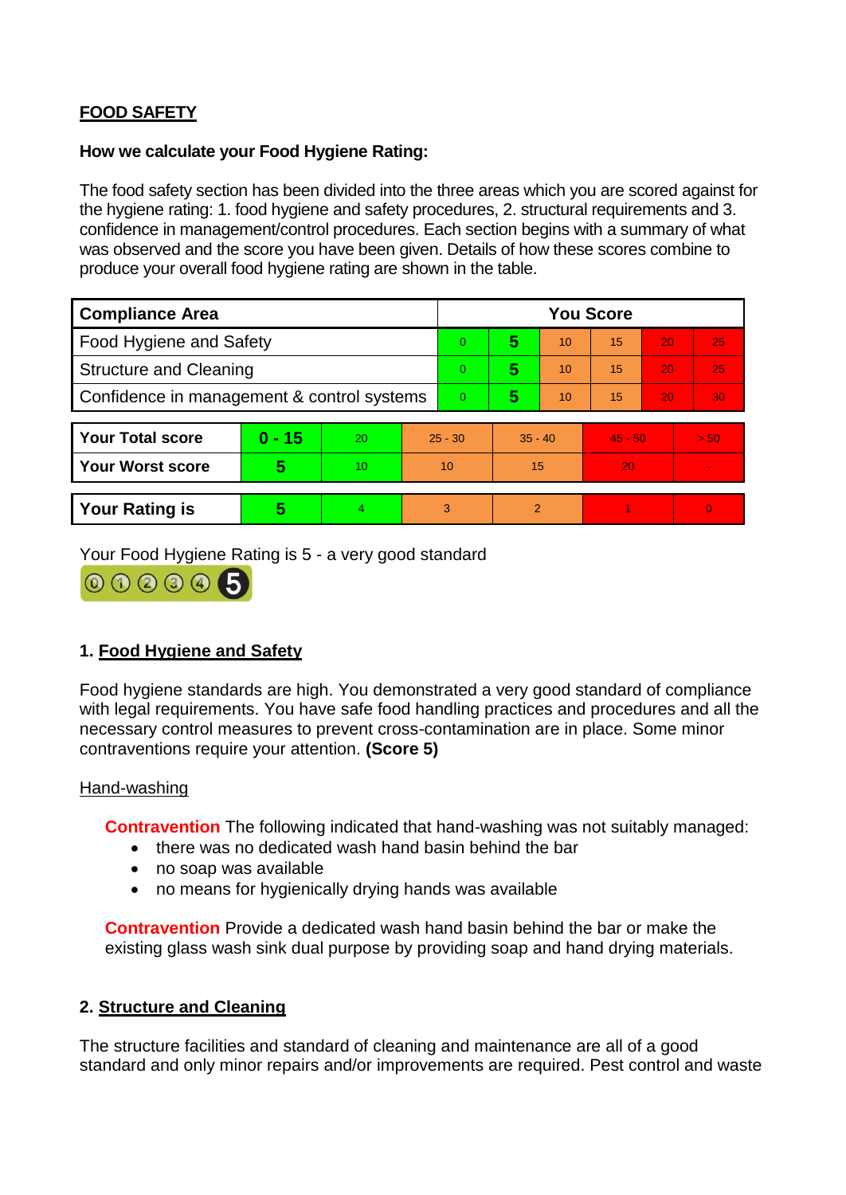## FOOD SAFETY

**How we calculate your Food Hygiene Rating:**

The food safety section has been divided into the three areas which you are scored against for the hygiene rating: 1. food hygiene and safety procedures, 2. structural requirements and 3. confidence in management/control procedures. Each section begins with a summary of what was observed and the score you have been given. Details of how these scores combine to produce your overall food hygiene rating are shown in the table.

| Compliance Area | You Score | | | | | |
|---|---|---|---|---|---|---|
| Food Hygiene and Safety | 0 | **5** | 10 | 15 | 20 | 25 |
| Structure and Cleaning | 0 | **5** | 10 | 15 | 20 | 25 |
| Confidence in management & control systems | 0 | **5** | 10 | 15 | 20 | 30 |

| | | | | | | |
|---|---|---|---|---|---|---|
| **Your Total score** | **0 - 15** | 20 | 25 - 30 | 35 - 40 | 45 - 50 | > 50 |
| **Your Worst score** | **5** | 10 | 10 | 15 | 20 | - |

| | | | | | | |
|---|---|---|---|---|---|---|
| **Your Rating is** | **5** | 4 | 3 | 2 | 1 | 0 |

Your Food Hygiene Rating is 5 - a very good standard

### 1. Food Hygiene and Safety

Food hygiene standards are high. You demonstrated a very good standard of compliance with legal requirements. You have safe food handling practices and procedures and all the necessary control measures to prevent cross-contamination are in place. Some minor contraventions require your attention. **(Score 5)**

Hand-washing

**Contravention** The following indicated that hand-washing was not suitably managed:

- there was no dedicated wash hand basin behind the bar
- no soap was available
- no means for hygienically drying hands was available

**Contravention** Provide a dedicated wash hand basin behind the bar or make the existing glass wash sink dual purpose by providing soap and hand drying materials.

### 2. Structure and Cleaning

The structure facilities and standard of cleaning and maintenance are all of a good standard and only minor repairs and/or improvements are required. Pest control and waste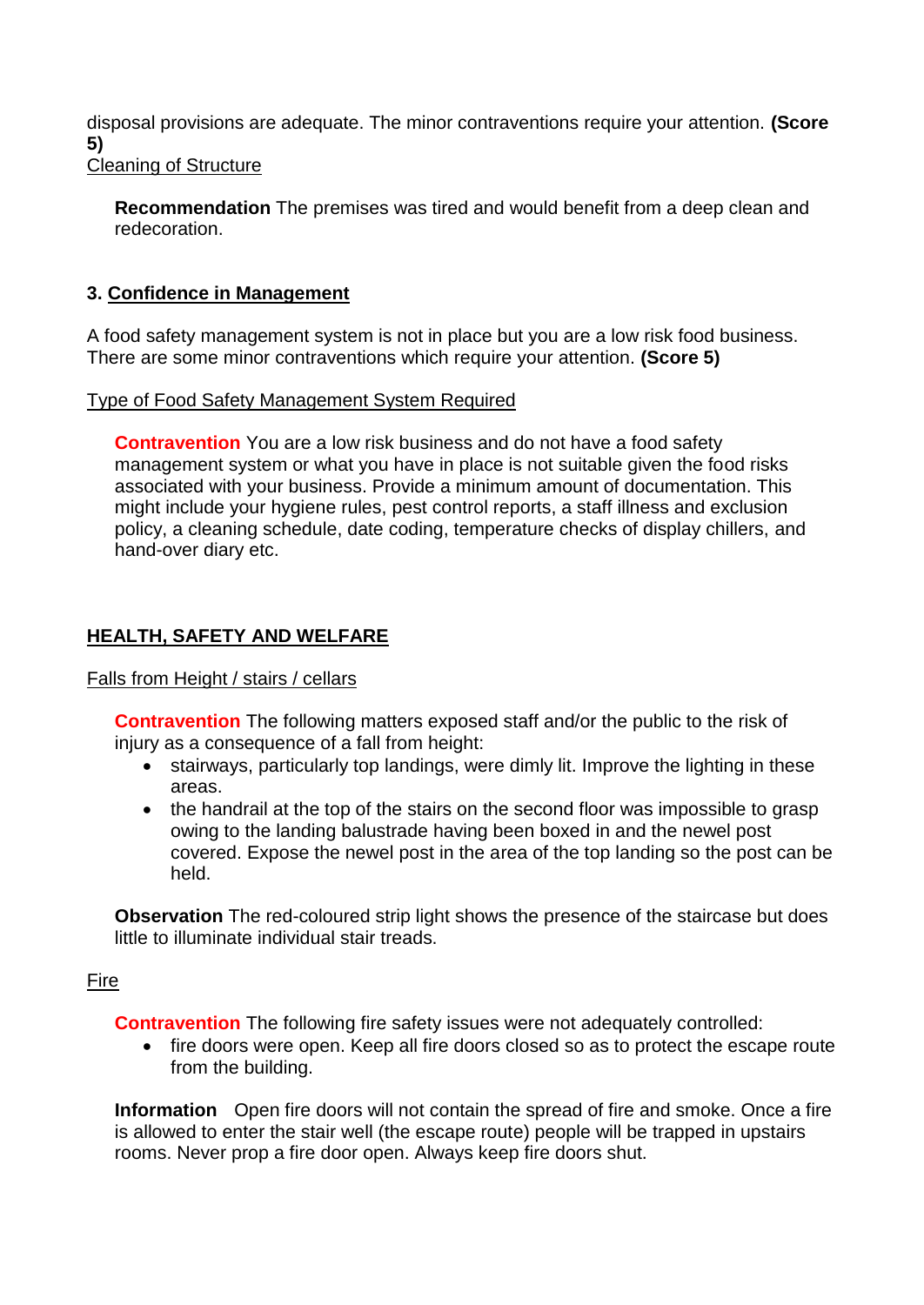disposal provisions are adequate. The minor contraventions require your attention. **(Score 5)**

Cleaning of Structure

**Recommendation** The premises was tired and would benefit from a deep clean and redecoration.

### 3. Confidence in Management

A food safety management system is not in place but you are a low risk food business. There are some minor contraventions which require your attention. **(Score 5)**

Type of Food Safety Management System Required

**Contravention** You are a low risk business and do not have a food safety management system or what you have in place is not suitable given the food risks associated with your business. Provide a minimum amount of documentation. This might include your hygiene rules, pest control reports, a staff illness and exclusion policy, a cleaning schedule, date coding, temperature checks of display chillers, and hand-over diary etc.

## HEALTH, SAFETY AND WELFARE

Falls from Height / stairs / cellars

**Contravention** The following matters exposed staff and/or the public to the risk of injury as a consequence of a fall from height:

- stairways, particularly top landings, were dimly lit. Improve the lighting in these areas.
- the handrail at the top of the stairs on the second floor was impossible to grasp owing to the landing balustrade having been boxed in and the newel post covered. Expose the newel post in the area of the top landing so the post can be held.

**Observation** The red-coloured strip light shows the presence of the staircase but does little to illuminate individual stair treads.

Fire

**Contravention** The following fire safety issues were not adequately controlled:

- fire doors were open. Keep all fire doors closed so as to protect the escape route from the building.

**Information** Open fire doors will not contain the spread of fire and smoke. Once a fire is allowed to enter the stair well (the escape route) people will be trapped in upstairs rooms. Never prop a fire door open. Always keep fire doors shut.